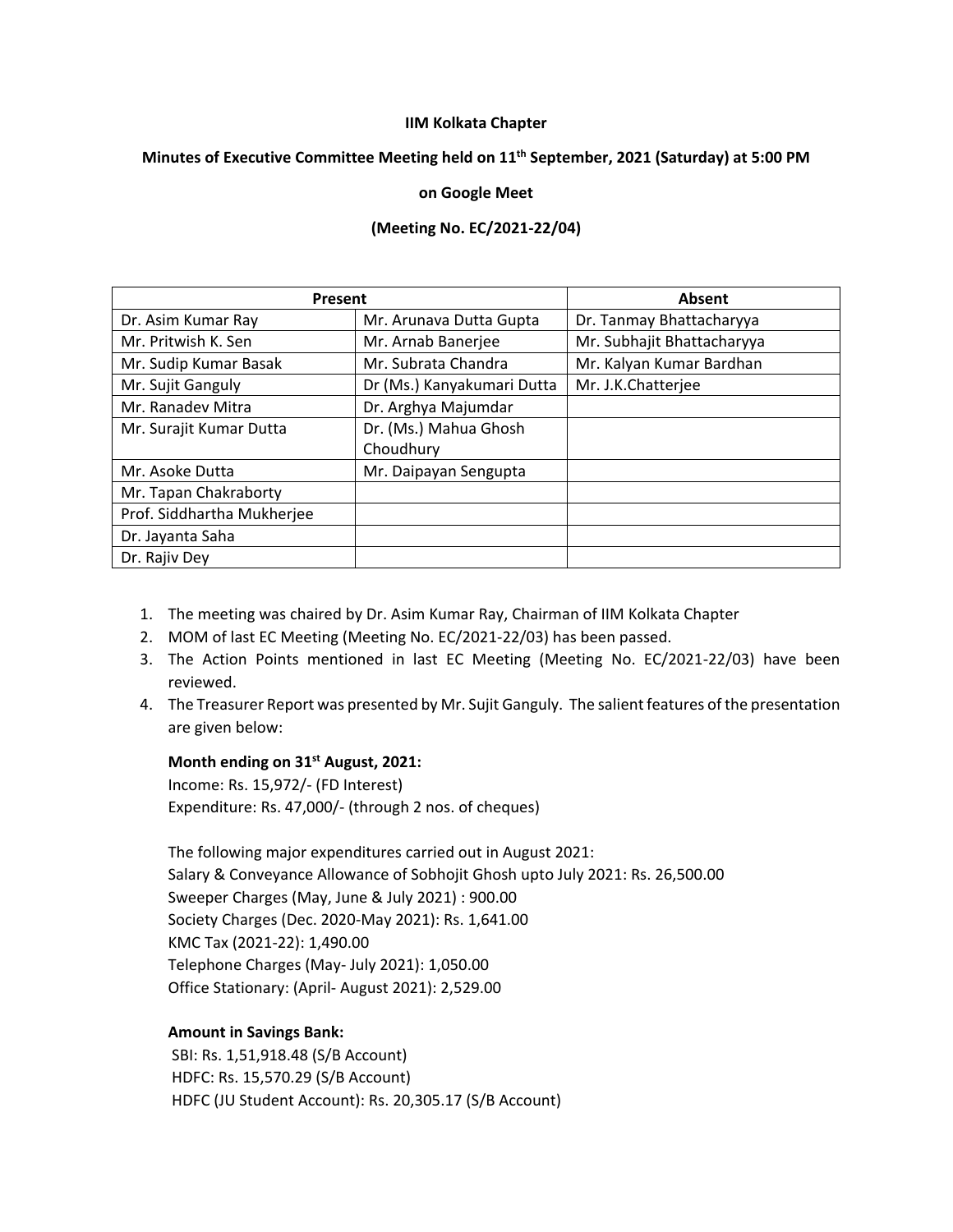**IIM Kolkata Chapter**

**Minutes of Executive Committee Meeting held on 11th September, 2021 (Saturday) at 5:00 PM**

**on Google Meet**

**(Meeting No. EC/2021-22/04)**

| Present | | Absent |
|---|---|---|
| Dr. Asim Kumar Ray | Mr. Arunava Dutta Gupta | Dr. Tanmay Bhattacharyya |
| Mr. Pritwish K. Sen | Mr. Arnab Banerjee | Mr. Subhajit Bhattacharyya |
| Mr. Sudip Kumar Basak | Mr. Subrata Chandra | Mr. Kalyan Kumar Bardhan |
| Mr. Sujit Ganguly | Dr (Ms.) Kanyakumari Dutta | Mr. J.K.Chatterjee |
| Mr. Ranadev Mitra | Dr. Arghya Majumdar | |
| Mr. Surajit Kumar Dutta | Dr. (Ms.) Mahua Ghosh Choudhury | |
| Mr. Asoke Dutta | Mr. Daipayan Sengupta | |
| Mr. Tapan Chakraborty | | |
| Prof. Siddhartha Mukherjee | | |
| Dr. Jayanta Saha | | |
| Dr. Rajiv Dey | | |

1. The meeting was chaired by Dr. Asim Kumar Ray, Chairman of IIM Kolkata Chapter
2. MOM of last EC Meeting (Meeting No. EC/2021-22/03) has been passed.
3. The Action Points mentioned in last EC Meeting (Meeting No. EC/2021-22/03) have been reviewed.
4. The Treasurer Report was presented by Mr. Sujit Ganguly. The salient features of the presentation are given below:

   **Month ending on 31st August, 2021:**
   Income: Rs. 15,972/- (FD Interest)
   Expenditure: Rs. 47,000/- (through 2 nos. of cheques)

   The following major expenditures carried out in August 2021:
   Salary & Conveyance Allowance of Sobhojit Ghosh upto July 2021: Rs. 26,500.00
   Sweeper Charges (May, June & July 2021) : 900.00
   Society Charges (Dec. 2020-May 2021): Rs. 1,641.00
   KMC Tax (2021-22): 1,490.00
   Telephone Charges (May- July 2021): 1,050.00
   Office Stationary: (April- August 2021): 2,529.00

   **Amount in Savings Bank:**
   SBI: Rs. 1,51,918.48 (S/B Account)
   HDFC: Rs. 15,570.29 (S/B Account)
   HDFC (JU Student Account): Rs. 20,305.17 (S/B Account)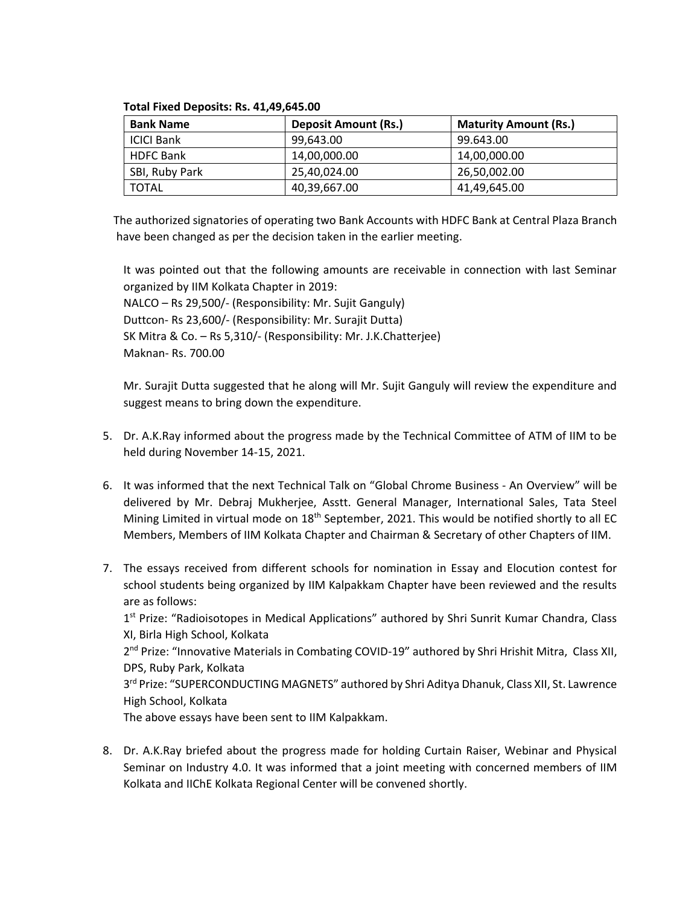**Total Fixed Deposits: Rs. 41,49,645.00**

| **Bank Name** | **Deposit Amount (Rs.)** | **Maturity Amount (Rs.)** |
|---|---|---|
| ICICI Bank | 99,643.00 | 99.643.00 |
| HDFC Bank | 14,00,000.00 | 14,00,000.00 |
| SBI, Ruby Park | 25,40,024.00 | 26,50,002.00 |
| TOTAL | 40,39,667.00 | 41,49,645.00 |

The authorized signatories of operating two Bank Accounts with HDFC Bank at Central Plaza Branch have been changed as per the decision taken in the earlier meeting.

It was pointed out that the following amounts are receivable in connection with last Seminar organized by IIM Kolkata Chapter in 2019:
NALCO – Rs 29,500/- (Responsibility: Mr. Sujit Ganguly)
Duttcon- Rs 23,600/- (Responsibility: Mr. Surajit Dutta)
SK Mitra & Co. – Rs 5,310/- (Responsibility: Mr. J.K.Chatterjee)
Maknan- Rs. 700.00

Mr. Surajit Dutta suggested that he along will Mr. Sujit Ganguly will review the expenditure and suggest means to bring down the expenditure.

5. Dr. A.K.Ray informed about the progress made by the Technical Committee of ATM of IIM to be held during November 14-15, 2021.

6. It was informed that the next Technical Talk on "Global Chrome Business - An Overview" will be delivered by Mr. Debraj Mukherjee, Asstt. General Manager, International Sales, Tata Steel Mining Limited in virtual mode on 18th September, 2021. This would be notified shortly to all EC Members, Members of IIM Kolkata Chapter and Chairman & Secretary of other Chapters of IIM.

7. The essays received from different schools for nomination in Essay and Elocution contest for school students being organized by IIM Kalpakkam Chapter have been reviewed and the results are as follows:
   1st Prize: "Radioisotopes in Medical Applications" authored by Shri Sunrit Kumar Chandra, Class XI, Birla High School, Kolkata
   2nd Prize: "Innovative Materials in Combating COVID-19" authored by Shri Hrishit Mitra, Class XII, DPS, Ruby Park, Kolkata
   3rd Prize: "SUPERCONDUCTING MAGNETS" authored by Shri Aditya Dhanuk, Class XII, St. Lawrence High School, Kolkata
   The above essays have been sent to IIM Kalpakkam.

8. Dr. A.K.Ray briefed about the progress made for holding Curtain Raiser, Webinar and Physical Seminar on Industry 4.0. It was informed that a joint meeting with concerned members of IIM Kolkata and IIChE Kolkata Regional Center will be convened shortly.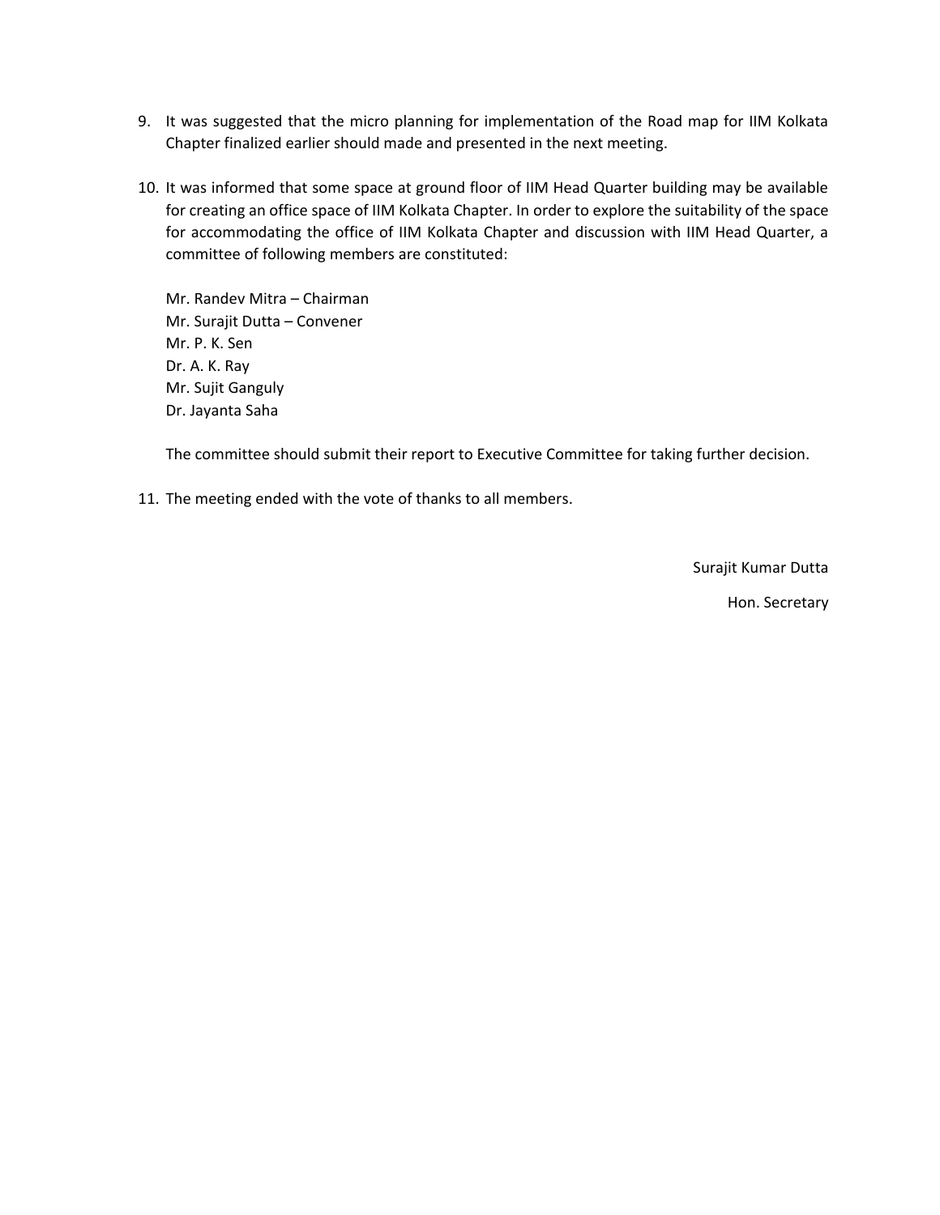9. It was suggested that the micro planning for implementation of the Road map for IIM Kolkata Chapter finalized earlier should made and presented in the next meeting.

10. It was informed that some space at ground floor of IIM Head Quarter building may be available for creating an office space of IIM Kolkata Chapter. In order to explore the suitability of the space for accommodating the office of IIM Kolkata Chapter and discussion with IIM Head Quarter, a committee of following members are constituted:

    Mr. Randev Mitra – Chairman
    Mr. Surajit Dutta – Convener
    Mr. P. K. Sen
    Dr. A. K. Ray
    Mr. Sujit Ganguly
    Dr. Jayanta Saha

    The committee should submit their report to Executive Committee for taking further decision.

11. The meeting ended with the vote of thanks to all members.

Surajit Kumar Dutta

Hon. Secretary